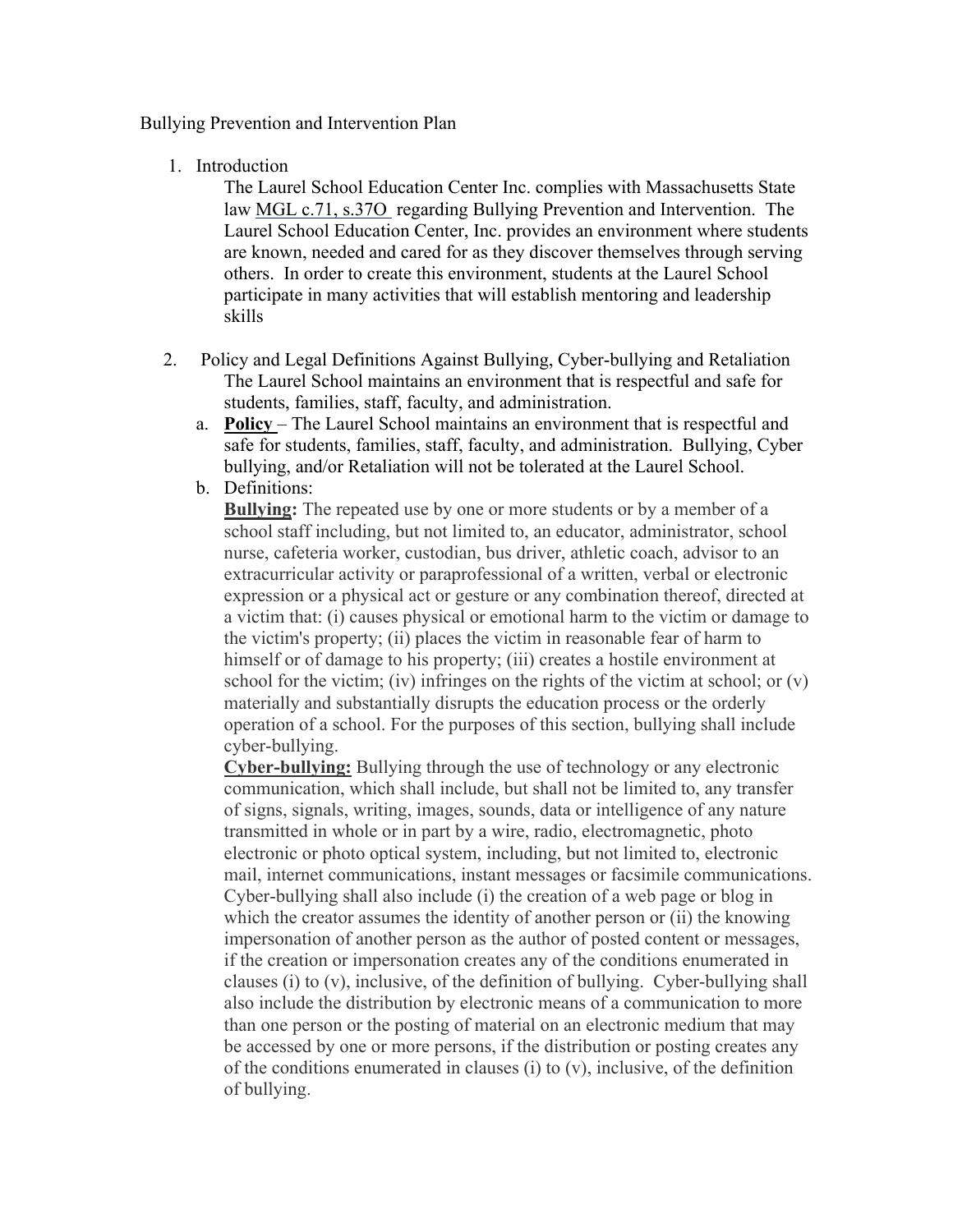# Bullying Prevention and Intervention Plan

1. Introduction

   The Laurel School Education Center Inc. complies with Massachusetts State law MGL c.71, s.37O regarding Bullying Prevention and Intervention. The Laurel School Education Center, Inc. provides an environment where students are known, needed and cared for as they discover themselves through serving others. In order to create this environment, students at the Laurel School participate in many activities that will establish mentoring and leadership skills

2. Policy and Legal Definitions Against Bullying, Cyber-bullying and Retaliation

   The Laurel School maintains an environment that is respectful and safe for students, families, staff, faculty, and administration.

   a. **Policy** – The Laurel School maintains an environment that is respectful and safe for students, families, staff, faculty, and administration. Bullying, Cyber bullying, and/or Retaliation will not be tolerated at the Laurel School.

   b. Definitions:

      **Bullying:** The repeated use by one or more students or by a member of a school staff including, but not limited to, an educator, administrator, school nurse, cafeteria worker, custodian, bus driver, athletic coach, advisor to an extracurricular activity or paraprofessional of a written, verbal or electronic expression or a physical act or gesture or any combination thereof, directed at a victim that: (i) causes physical or emotional harm to the victim or damage to the victim's property; (ii) places the victim in reasonable fear of harm to himself or of damage to his property; (iii) creates a hostile environment at school for the victim; (iv) infringes on the rights of the victim at school; or (v) materially and substantially disrupts the education process or the orderly operation of a school. For the purposes of this section, bullying shall include cyber-bullying.

      **Cyber-bullying:** Bullying through the use of technology or any electronic communication, which shall include, but shall not be limited to, any transfer of signs, signals, writing, images, sounds, data or intelligence of any nature transmitted in whole or in part by a wire, radio, electromagnetic, photo electronic or photo optical system, including, but not limited to, electronic mail, internet communications, instant messages or facsimile communications. Cyber-bullying shall also include (i) the creation of a web page or blog in which the creator assumes the identity of another person or (ii) the knowing impersonation of another person as the author of posted content or messages, if the creation or impersonation creates any of the conditions enumerated in clauses (i) to (v), inclusive, of the definition of bullying. Cyber-bullying shall also include the distribution by electronic means of a communication to more than one person or the posting of material on an electronic medium that may be accessed by one or more persons, if the distribution or posting creates any of the conditions enumerated in clauses (i) to (v), inclusive, of the definition of bullying.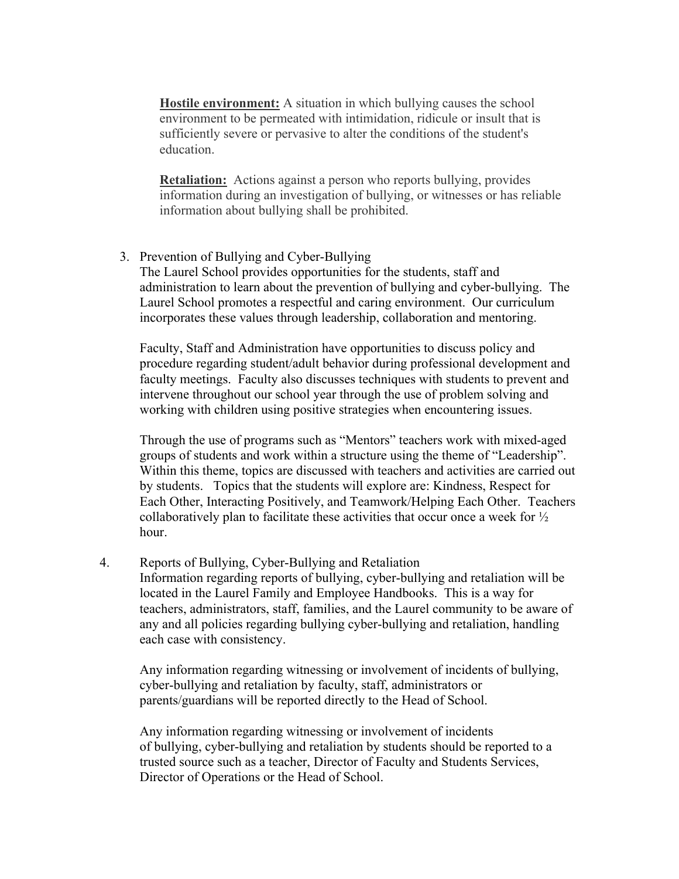**Hostile environment:** A situation in which bullying causes the school environment to be permeated with intimidation, ridicule or insult that is sufficiently severe or pervasive to alter the conditions of the student's education.

**Retaliation:** Actions against a person who reports bullying, provides information during an investigation of bullying, or witnesses or has reliable information about bullying shall be prohibited.

3. Prevention of Bullying and Cyber-Bullying
   The Laurel School provides opportunities for the students, staff and administration to learn about the prevention of bullying and cyber-bullying. The Laurel School promotes a respectful and caring environment. Our curriculum incorporates these values through leadership, collaboration and mentoring.

   Faculty, Staff and Administration have opportunities to discuss policy and procedure regarding student/adult behavior during professional development and faculty meetings. Faculty also discusses techniques with students to prevent and intervene throughout our school year through the use of problem solving and working with children using positive strategies when encountering issues.

   Through the use of programs such as "Mentors" teachers work with mixed-aged groups of students and work within a structure using the theme of "Leadership". Within this theme, topics are discussed with teachers and activities are carried out by students. Topics that the students will explore are: Kindness, Respect for Each Other, Interacting Positively, and Teamwork/Helping Each Other. Teachers collaboratively plan to facilitate these activities that occur once a week for ½ hour.

4. Reports of Bullying, Cyber-Bullying and Retaliation
   Information regarding reports of bullying, cyber-bullying and retaliation will be located in the Laurel Family and Employee Handbooks. This is a way for teachers, administrators, staff, families, and the Laurel community to be aware of any and all policies regarding bullying cyber-bullying and retaliation, handling each case with consistency.

   Any information regarding witnessing or involvement of incidents of bullying, cyber-bullying and retaliation by faculty, staff, administrators or parents/guardians will be reported directly to the Head of School.

   Any information regarding witnessing or involvement of incidents of bullying, cyber-bullying and retaliation by students should be reported to a trusted source such as a teacher, Director of Faculty and Students Services, Director of Operations or the Head of School.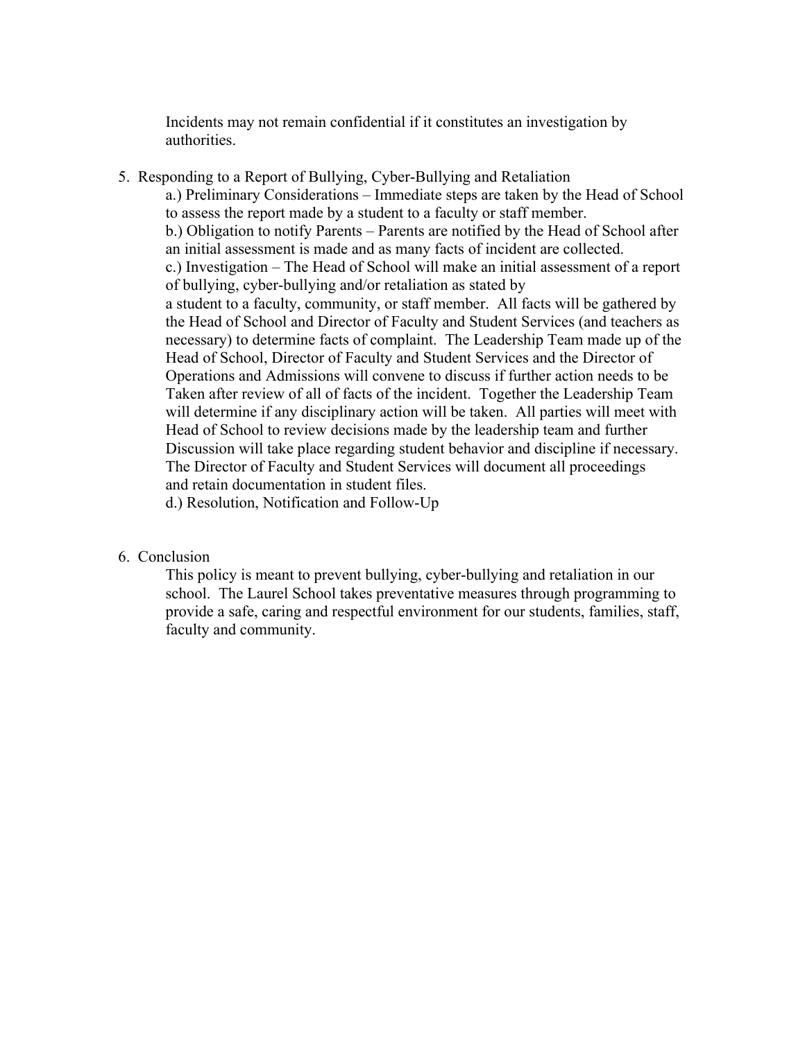Incidents may not remain confidential if it constitutes an investigation by authorities.

5. Responding to a Report of Bullying, Cyber-Bullying and Retaliation

   a.) Preliminary Considerations – Immediate steps are taken by the Head of School to assess the report made by a student to a faculty or staff member.

   b.) Obligation to notify Parents – Parents are notified by the Head of School after an initial assessment is made and as many facts of incident are collected.

   c.) Investigation – The Head of School will make an initial assessment of a report of bullying, cyber-bullying and/or retaliation as stated by a student to a faculty, community, or staff member. All facts will be gathered by the Head of School and Director of Faculty and Student Services (and teachers as necessary) to determine facts of complaint. The Leadership Team made up of the Head of School, Director of Faculty and Student Services and the Director of Operations and Admissions will convene to discuss if further action needs to be Taken after review of all of facts of the incident. Together the Leadership Team will determine if any disciplinary action will be taken. All parties will meet with Head of School to review decisions made by the leadership team and further Discussion will take place regarding student behavior and discipline if necessary. The Director of Faculty and Student Services will document all proceedings and retain documentation in student files.

   d.) Resolution, Notification and Follow-Up

6. Conclusion

   This policy is meant to prevent bullying, cyber-bullying and retaliation in our school. The Laurel School takes preventative measures through programming to provide a safe, caring and respectful environment for our students, families, staff, faculty and community.